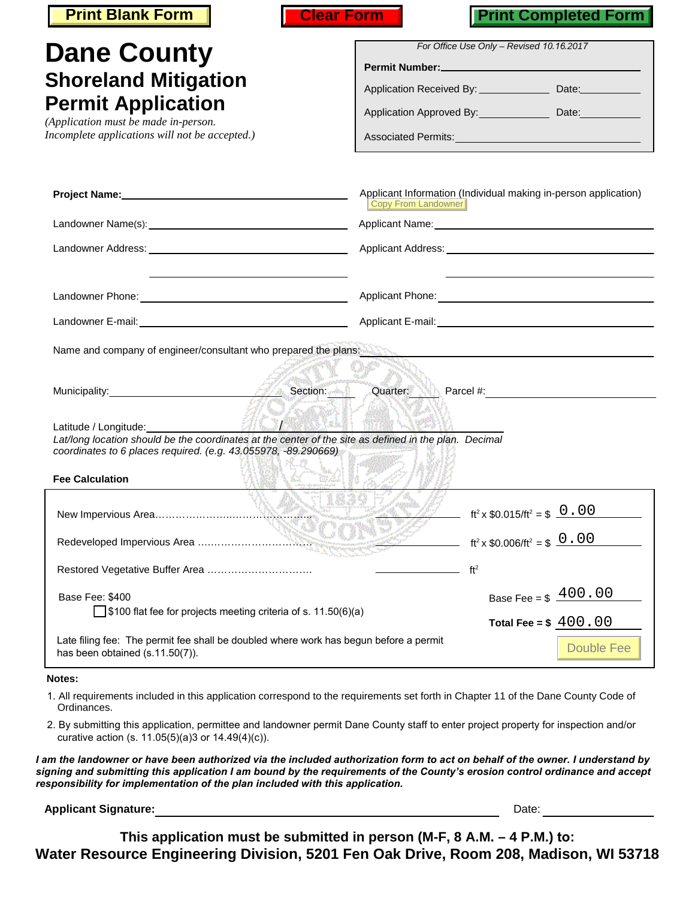Print Blank Form | Clear Form | Print Completed Form

# Dane County

## Shoreland Mitigation Permit Application

*(Application must be made in-person. Incomplete applications will not be accepted.)*

*For Office Use Only – Revised 10.16.2017*

**Permit Number:** ____________________

Application Received By: ____________ Date: ____________

Application Approved By: ____________ Date: ____________

Associated Permits: ____________________

**Project Name:** ____________________

Landowner Name(s): ____________________

Landowner Address: ____________________

____________________

Landowner Phone: ____________________

Landowner E-mail: ____________________

Applicant Information (Individual making in-person application)

Copy From Landowner

Applicant Name: ____________________

Applicant Address: ____________________

____________________

Applicant Phone: ____________________

Applicant E-mail: ____________________

Name and company of engineer/consultant who prepared the plans: ____________________

Municipality: ____________ Section: ____ Quarter: ____ Parcel #: ____________

Latitude / Longitude: ____________ / ____________

*Lat/long location should be the coordinates at the center of the site as defined in the plan. Decimal coordinates to 6 places required. (e.g. 43.055978, -89.290669)*

**Fee Calculation**

New Impervious Area............................................ ________ $ft^2$ x $0.015/$ft^2$ = $ 0.00

Redeveloped Impervious Area ................................ ________ $ft^2$ x $0.006/$ft^2$ = $ 0.00

Restored Vegetative Buffer Area .............................. ________ $ft^2$

Base Fee: $400 — Base Fee = $ 400.00

☐ $100 flat fee for projects meeting criteria of s. 11.50(6)(a)

**Total Fee = $** 400.00

Late filing fee: The permit fee shall be doubled where work has begun before a permit has been obtained (s.11.50(7)).

Double Fee

**Notes:**

1. All requirements included in this application correspond to the requirements set forth in Chapter 11 of the Dane County Code of Ordinances.
2. By submitting this application, permittee and landowner permit Dane County staff to enter project property for inspection and/or curative action (s. 11.05(5)(a)3 or 14.49(4)(c)).

***I am the landowner or have been authorized via the included authorization form to act on behalf of the owner. I understand by signing and submitting this application I am bound by the requirements of the County's erosion control ordinance and accept responsibility for implementation of the plan included with this application.***

**Applicant Signature:** ____________________ Date: ____________

**This application must be submitted in person (M-F, 8 A.M. – 4 P.M.) to:**
**Water Resource Engineering Division, 5201 Fen Oak Drive, Room 208, Madison, WI 53718**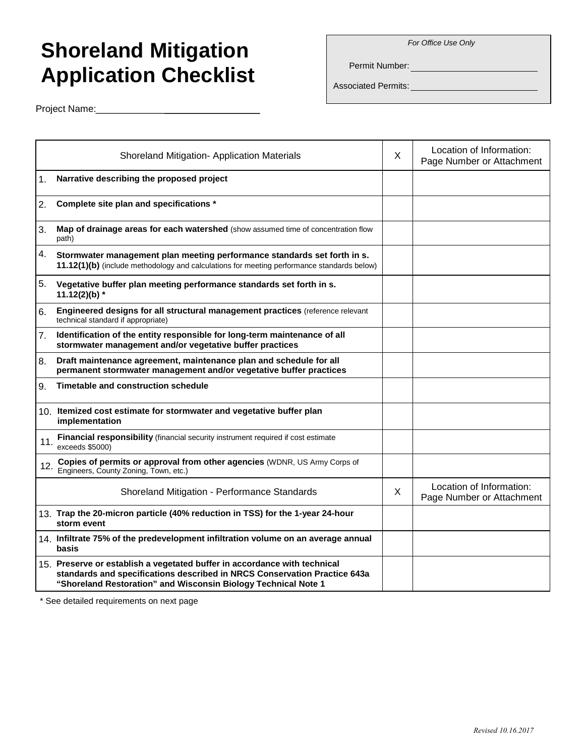# Shoreland Mitigation Application Checklist

| *For Office Use Only* |
| --- |
| Permit Number: ____________________ |
| Associated Permits: ____________________ |

Project Name:______________________________

| Shoreland Mitigation- Application Materials | X | Location of Information: Page Number or Attachment |
| --- | --- | --- |
| 1. **Narrative describing the proposed project** | | |
| 2. **Complete site plan and specifications *** | | |
| 3. **Map of drainage areas for each watershed** (show assumed time of concentration flow path) | | |
| 4. **Stormwater management plan meeting performance standards set forth in s. 11.12(1)(b)** (include methodology and calculations for meeting performance standards below) | | |
| 5. **Vegetative buffer plan meeting performance standards set forth in s. 11.12(2)(b) *** | | |
| 6. **Engineered designs for all structural management practices** (reference relevant technical standard if appropriate) | | |
| 7. **Identification of the entity responsible for long-term maintenance of all stormwater management and/or vegetative buffer practices** | | |
| 8. **Draft maintenance agreement, maintenance plan and schedule for all permanent stormwater management and/or vegetative buffer practices** | | |
| 9. **Timetable and construction schedule** | | |
| 10. **Itemized cost estimate for stormwater and vegetative buffer plan implementation** | | |
| 11. **Financial responsibility** (financial security instrument required if cost estimate exceeds $5000) | | |
| 12. **Copies of permits or approval from other agencies** (WDNR, US Army Corps of Engineers, County Zoning, Town, etc.) | | |
| Shoreland Mitigation - Performance Standards | X | Location of Information: Page Number or Attachment |
| 13. **Trap the 20-micron particle (40% reduction in TSS) for the 1-year 24-hour storm event** | | |
| 14. **Infiltrate 75% of the predevelopment infiltration volume on an average annual basis** | | |
| 15. **Preserve or establish a vegetated buffer in accordance with technical standards and specifications described in NRCS Conservation Practice 643a "Shoreland Restoration" and Wisconsin Biology Technical Note 1** | | |

* See detailed requirements on next page

*Revised 10.16.2017*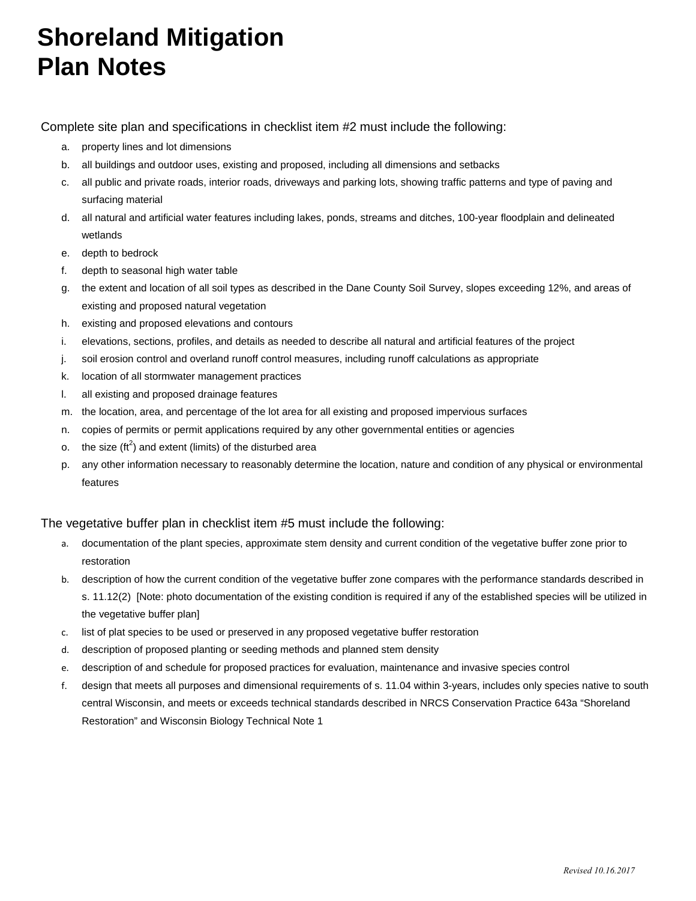# Shoreland Mitigation Plan Notes

Complete site plan and specifications in checklist item #2 must include the following:

a. property lines and lot dimensions
b. all buildings and outdoor uses, existing and proposed, including all dimensions and setbacks
c. all public and private roads, interior roads, driveways and parking lots, showing traffic patterns and type of paving and surfacing material
d. all natural and artificial water features including lakes, ponds, streams and ditches, 100-year floodplain and delineated wetlands
e. depth to bedrock
f. depth to seasonal high water table
g. the extent and location of all soil types as described in the Dane County Soil Survey, slopes exceeding 12%, and areas of existing and proposed natural vegetation
h. existing and proposed elevations and contours
i. elevations, sections, profiles, and details as needed to describe all natural and artificial features of the project
j. soil erosion control and overland runoff control measures, including runoff calculations as appropriate
k. location of all stormwater management practices
l. all existing and proposed drainage features
m. the location, area, and percentage of the lot area for all existing and proposed impervious surfaces
n. copies of permits or permit applications required by any other governmental entities or agencies
o. the size ($ft^2$) and extent (limits) of the disturbed area
p. any other information necessary to reasonably determine the location, nature and condition of any physical or environmental features

The vegetative buffer plan in checklist item #5 must include the following:

a. documentation of the plant species, approximate stem density and current condition of the vegetative buffer zone prior to restoration
b. description of how the current condition of the vegetative buffer zone compares with the performance standards described in s. 11.12(2) [Note: photo documentation of the existing condition is required if any of the established species will be utilized in the vegetative buffer plan]
c. list of plat species to be used or preserved in any proposed vegetative buffer restoration
d. description of proposed planting or seeding methods and planned stem density
e. description of and schedule for proposed practices for evaluation, maintenance and invasive species control
f. design that meets all purposes and dimensional requirements of s. 11.04 within 3-years, includes only species native to south central Wisconsin, and meets or exceeds technical standards described in NRCS Conservation Practice 643a "Shoreland Restoration" and Wisconsin Biology Technical Note 1

*Revised 10.16.2017*